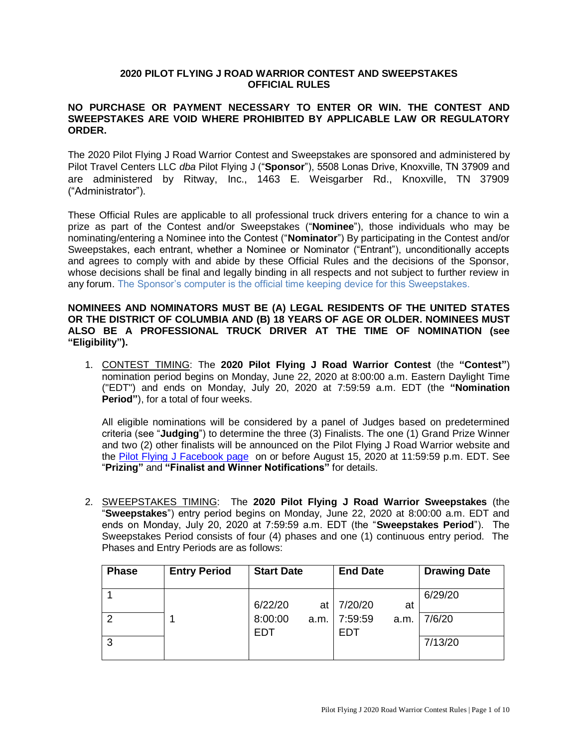# 2020 PILOT FLYING J ROAD WARRIOR CONTEST AND SWEEPSTAKES OFFICIAL RULES

**NO PURCHASE OR PAYMENT NECESSARY TO ENTER OR WIN. THE CONTEST AND SWEEPSTAKES ARE VOID WHERE PROHIBITED BY APPLICABLE LAW OR REGULATORY ORDER.**

The 2020 Pilot Flying J Road Warrior Contest and Sweepstakes are sponsored and administered by Pilot Travel Centers LLC *dba* Pilot Flying J ("**Sponsor**"), 5508 Lonas Drive, Knoxville, TN 37909 and are administered by Ritway, Inc., 1463 E. Weisgarber Rd., Knoxville, TN 37909 ("Administrator").

These Official Rules are applicable to all professional truck drivers entering for a chance to win a prize as part of the Contest and/or Sweepstakes ("**Nominee**"), those individuals who may be nominating/entering a Nominee into the Contest ("**Nominator**") By participating in the Contest and/or Sweepstakes, each entrant, whether a Nominee or Nominator ("Entrant"), unconditionally accepts and agrees to comply with and abide by these Official Rules and the decisions of the Sponsor, whose decisions shall be final and legally binding in all respects and not subject to further review in any forum. The Sponsor's computer is the official time keeping device for this Sweepstakes.

**NOMINEES AND NOMINATORS MUST BE (A) LEGAL RESIDENTS OF THE UNITED STATES OR THE DISTRICT OF COLUMBIA AND (B) 18 YEARS OF AGE OR OLDER. NOMINEES MUST ALSO BE A PROFESSIONAL TRUCK DRIVER AT THE TIME OF NOMINATION (see "Eligibility").**

1. CONTEST TIMING: The **2020 Pilot Flying J Road Warrior Contest** (the **"Contest"**) nomination period begins on Monday, June 22, 2020 at 8:00:00 a.m. Eastern Daylight Time ("EDT") and ends on Monday, July 20, 2020 at 7:59:59 a.m. EDT (the **"Nomination Period"**), for a total of four weeks.

   All eligible nominations will be considered by a panel of Judges based on predetermined criteria (see "**Judging**") to determine the three (3) Finalists. The one (1) Grand Prize Winner and two (2) other finalists will be announced on the Pilot Flying J Road Warrior website and the Pilot Flying J Facebook page on or before August 15, 2020 at 11:59:59 p.m. EDT. See "**Prizing**" and **"Finalist and Winner Notifications"** for details.

2. SWEEPSTAKES TIMING: The **2020 Pilot Flying J Road Warrior Sweepstakes** (the "**Sweepstakes**") entry period begins on Monday, June 22, 2020 at 8:00:00 a.m. EDT and ends on Monday, July 20, 2020 at 7:59:59 a.m. EDT (the "**Sweepstakes Period**"). The Sweepstakes Period consists of four (4) phases and one (1) continuous entry period. The Phases and Entry Periods are as follows:

| Phase | Entry Period | Start Date | End Date | Drawing Date |
|---|---|---|---|---|
| 1 | 1 | 6/22/20 at 8:00:00 a.m. EDT | 7/20/20 at 7:59:59 a.m. EDT | 6/29/20 |
| 2 | | | | 7/6/20 |
| 3 | | | | 7/13/20 |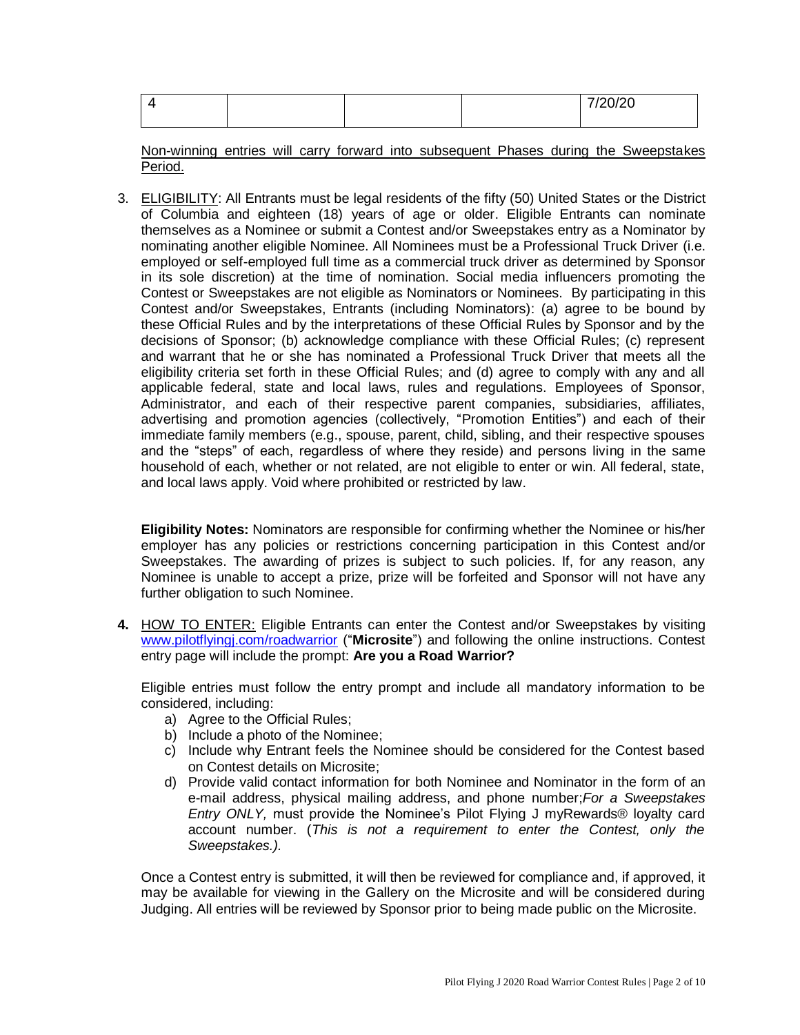| 4 | | | | 7/20/20 |
|---|---|---|---|---|

Non-winning entries will carry forward into subsequent Phases during the Sweepstakes Period.

3. ELIGIBILITY: All Entrants must be legal residents of the fifty (50) United States or the District of Columbia and eighteen (18) years of age or older. Eligible Entrants can nominate themselves as a Nominee or submit a Contest and/or Sweepstakes entry as a Nominator by nominating another eligible Nominee. All Nominees must be a Professional Truck Driver (i.e. employed or self-employed full time as a commercial truck driver as determined by Sponsor in its sole discretion) at the time of nomination. Social media influencers promoting the Contest or Sweepstakes are not eligible as Nominators or Nominees. By participating in this Contest and/or Sweepstakes, Entrants (including Nominators): (a) agree to be bound by these Official Rules and by the interpretations of these Official Rules by Sponsor and by the decisions of Sponsor; (b) acknowledge compliance with these Official Rules; (c) represent and warrant that he or she has nominated a Professional Truck Driver that meets all the eligibility criteria set forth in these Official Rules; and (d) agree to comply with any and all applicable federal, state and local laws, rules and regulations. Employees of Sponsor, Administrator, and each of their respective parent companies, subsidiaries, affiliates, advertising and promotion agencies (collectively, "Promotion Entities") and each of their immediate family members (e.g., spouse, parent, child, sibling, and their respective spouses and the "steps" of each, regardless of where they reside) and persons living in the same household of each, whether or not related, are not eligible to enter or win. All federal, state, and local laws apply. Void where prohibited or restricted by law.

   **Eligibility Notes:** Nominators are responsible for confirming whether the Nominee or his/her employer has any policies or restrictions concerning participation in this Contest and/or Sweepstakes. The awarding of prizes is subject to such policies. If, for any reason, any Nominee is unable to accept a prize, prize will be forfeited and Sponsor will not have any further obligation to such Nominee.

4. HOW TO ENTER: Eligible Entrants can enter the Contest and/or Sweepstakes by visiting www.pilotflyingj.com/roadwarrior ("**Microsite**") and following the online instructions. Contest entry page will include the prompt: **Are you a Road Warrior?**

   Eligible entries must follow the entry prompt and include all mandatory information to be considered, including:

   a) Agree to the Official Rules;
   b) Include a photo of the Nominee;
   c) Include why Entrant feels the Nominee should be considered for the Contest based on Contest details on Microsite;
   d) Provide valid contact information for both Nominee and Nominator in the form of an e-mail address, physical mailing address, and phone number;*For a Sweepstakes Entry ONLY,* must provide the Nominee's Pilot Flying J myRewards® loyalty card account number. (*This is not a requirement to enter the Contest, only the Sweepstakes.).*

   Once a Contest entry is submitted, it will then be reviewed for compliance and, if approved, it may be available for viewing in the Gallery on the Microsite and will be considered during Judging. All entries will be reviewed by Sponsor prior to being made public on the Microsite.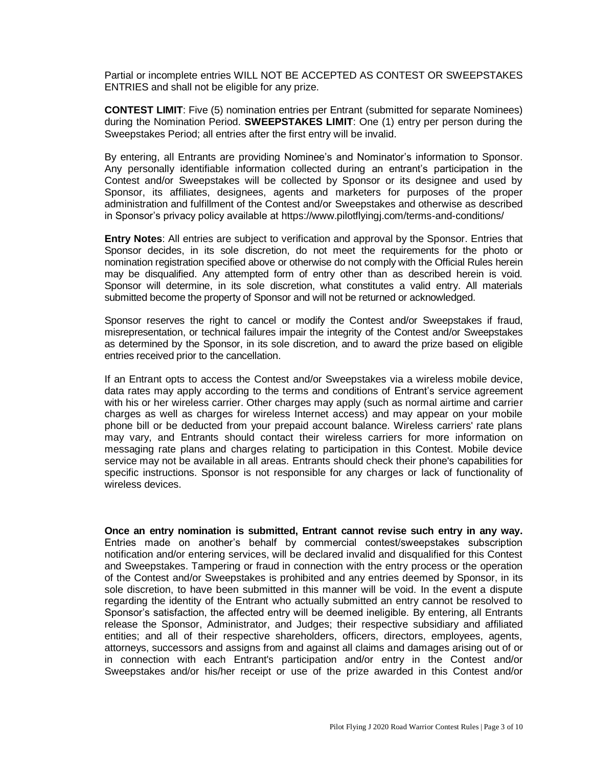Partial or incomplete entries WILL NOT BE ACCEPTED AS CONTEST OR SWEEPSTAKES ENTRIES and shall not be eligible for any prize.

**CONTEST LIMIT**: Five (5) nomination entries per Entrant (submitted for separate Nominees) during the Nomination Period. **SWEEPSTAKES LIMIT**: One (1) entry per person during the Sweepstakes Period; all entries after the first entry will be invalid.

By entering, all Entrants are providing Nominee's and Nominator's information to Sponsor. Any personally identifiable information collected during an entrant's participation in the Contest and/or Sweepstakes will be collected by Sponsor or its designee and used by Sponsor, its affiliates, designees, agents and marketers for purposes of the proper administration and fulfillment of the Contest and/or Sweepstakes and otherwise as described in Sponsor's privacy policy available at https://www.pilotflyingj.com/terms-and-conditions/

**Entry Notes**: All entries are subject to verification and approval by the Sponsor. Entries that Sponsor decides, in its sole discretion, do not meet the requirements for the photo or nomination registration specified above or otherwise do not comply with the Official Rules herein may be disqualified. Any attempted form of entry other than as described herein is void. Sponsor will determine, in its sole discretion, what constitutes a valid entry. All materials submitted become the property of Sponsor and will not be returned or acknowledged.

Sponsor reserves the right to cancel or modify the Contest and/or Sweepstakes if fraud, misrepresentation, or technical failures impair the integrity of the Contest and/or Sweepstakes as determined by the Sponsor, in its sole discretion, and to award the prize based on eligible entries received prior to the cancellation.

If an Entrant opts to access the Contest and/or Sweepstakes via a wireless mobile device, data rates may apply according to the terms and conditions of Entrant's service agreement with his or her wireless carrier. Other charges may apply (such as normal airtime and carrier charges as well as charges for wireless Internet access) and may appear on your mobile phone bill or be deducted from your prepaid account balance. Wireless carriers' rate plans may vary, and Entrants should contact their wireless carriers for more information on messaging rate plans and charges relating to participation in this Contest. Mobile device service may not be available in all areas. Entrants should check their phone's capabilities for specific instructions. Sponsor is not responsible for any charges or lack of functionality of wireless devices.

**Once an entry nomination is submitted, Entrant cannot revise such entry in any way.** Entries made on another's behalf by commercial contest/sweepstakes subscription notification and/or entering services, will be declared invalid and disqualified for this Contest and Sweepstakes. Tampering or fraud in connection with the entry process or the operation of the Contest and/or Sweepstakes is prohibited and any entries deemed by Sponsor, in its sole discretion, to have been submitted in this manner will be void. In the event a dispute regarding the identity of the Entrant who actually submitted an entry cannot be resolved to Sponsor's satisfaction, the affected entry will be deemed ineligible. By entering, all Entrants release the Sponsor, Administrator, and Judges; their respective subsidiary and affiliated entities; and all of their respective shareholders, officers, directors, employees, agents, attorneys, successors and assigns from and against all claims and damages arising out of or in connection with each Entrant's participation and/or entry in the Contest and/or Sweepstakes and/or his/her receipt or use of the prize awarded in this Contest and/or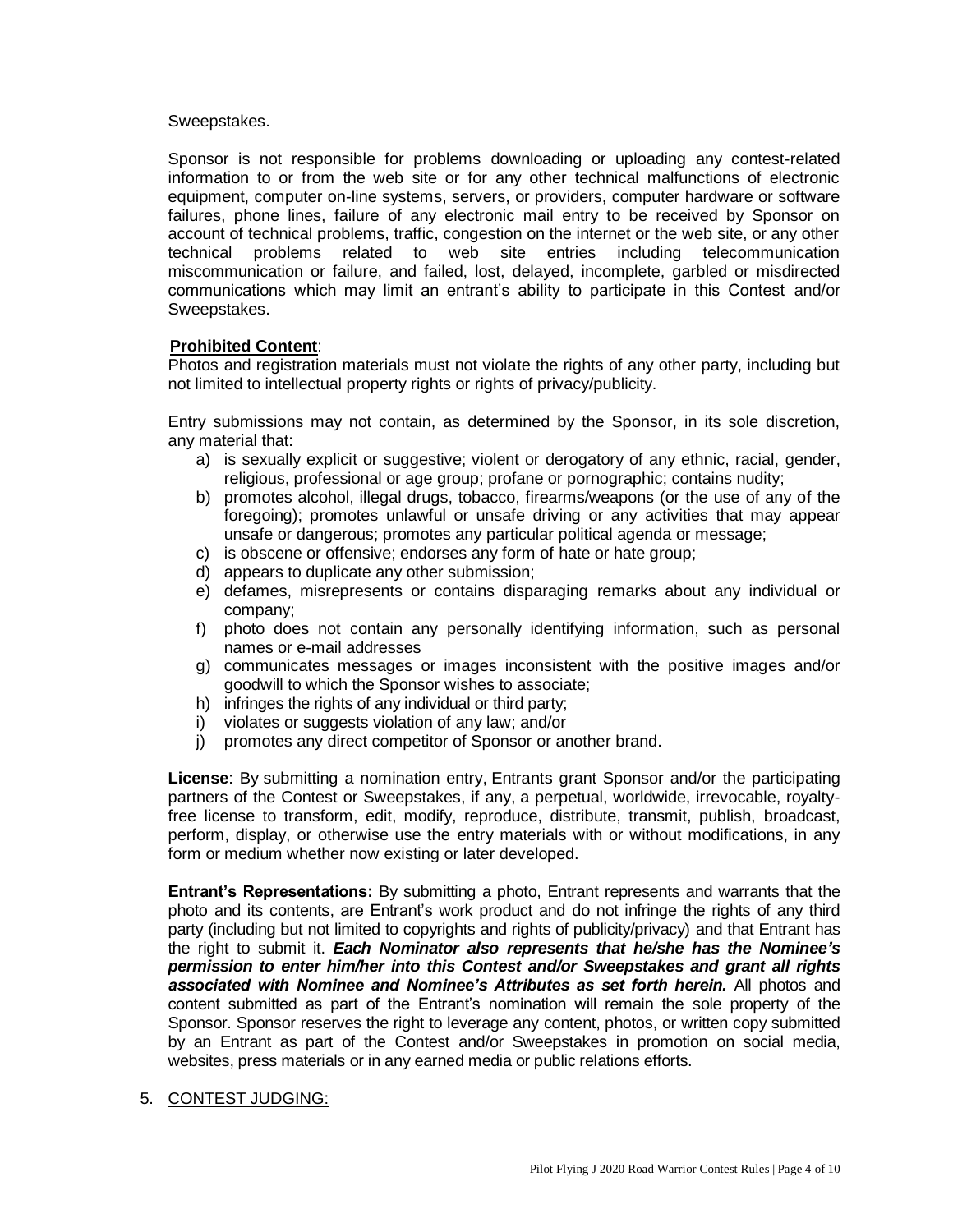Sweepstakes.

Sponsor is not responsible for problems downloading or uploading any contest-related information to or from the web site or for any other technical malfunctions of electronic equipment, computer on-line systems, servers, or providers, computer hardware or software failures, phone lines, failure of any electronic mail entry to be received by Sponsor on account of technical problems, traffic, congestion on the internet or the web site, or any other technical problems related to web site entries including telecommunication miscommunication or failure, and failed, lost, delayed, incomplete, garbled or misdirected communications which may limit an entrant's ability to participate in this Contest and/or Sweepstakes.

**Prohibited Content**:

Photos and registration materials must not violate the rights of any other party, including but not limited to intellectual property rights or rights of privacy/publicity.

Entry submissions may not contain, as determined by the Sponsor, in its sole discretion, any material that:

a) is sexually explicit or suggestive; violent or derogatory of any ethnic, racial, gender, religious, professional or age group; profane or pornographic; contains nudity;
b) promotes alcohol, illegal drugs, tobacco, firearms/weapons (or the use of any of the foregoing); promotes unlawful or unsafe driving or any activities that may appear unsafe or dangerous; promotes any particular political agenda or message;
c) is obscene or offensive; endorses any form of hate or hate group;
d) appears to duplicate any other submission;
e) defames, misrepresents or contains disparaging remarks about any individual or company;
f) photo does not contain any personally identifying information, such as personal names or e-mail addresses
g) communicates messages or images inconsistent with the positive images and/or goodwill to which the Sponsor wishes to associate;
h) infringes the rights of any individual or third party;
i) violates or suggests violation of any law; and/or
j) promotes any direct competitor of Sponsor or another brand.

**License**: By submitting a nomination entry, Entrants grant Sponsor and/or the participating partners of the Contest or Sweepstakes, if any, a perpetual, worldwide, irrevocable, royalty-free license to transform, edit, modify, reproduce, distribute, transmit, publish, broadcast, perform, display, or otherwise use the entry materials with or without modifications, in any form or medium whether now existing or later developed.

**Entrant's Representations:** By submitting a photo, Entrant represents and warrants that the photo and its contents, are Entrant's work product and do not infringe the rights of any third party (including but not limited to copyrights and rights of publicity/privacy) and that Entrant has the right to submit it. ***Each Nominator also represents that he/she has the Nominee's permission to enter him/her into this Contest and/or Sweepstakes and grant all rights associated with Nominee and Nominee's Attributes as set forth herein.*** All photos and content submitted as part of the Entrant's nomination will remain the sole property of the Sponsor. Sponsor reserves the right to leverage any content, photos, or written copy submitted by an Entrant as part of the Contest and/or Sweepstakes in promotion on social media, websites, press materials or in any earned media or public relations efforts.

5. CONTEST JUDGING: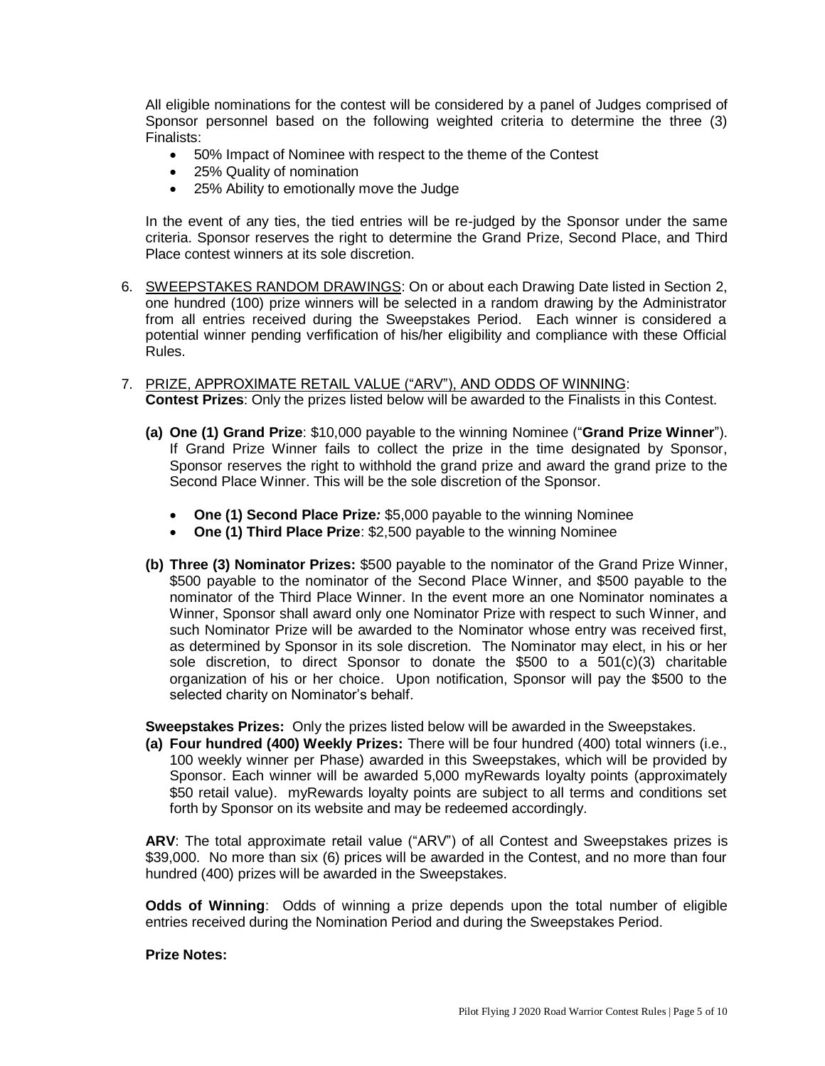All eligible nominations for the contest will be considered by a panel of Judges comprised of Sponsor personnel based on the following weighted criteria to determine the three (3) Finalists:

- 50% Impact of Nominee with respect to the theme of the Contest
- 25% Quality of nomination
- 25% Ability to emotionally move the Judge

In the event of any ties, the tied entries will be re-judged by the Sponsor under the same criteria. Sponsor reserves the right to determine the Grand Prize, Second Place, and Third Place contest winners at its sole discretion.

6. SWEEPSTAKES RANDOM DRAWINGS: On or about each Drawing Date listed in Section 2, one hundred (100) prize winners will be selected in a random drawing by the Administrator from all entries received during the Sweepstakes Period. Each winner is considered a potential winner pending verfification of his/her eligibility and compliance with these Official Rules.

7. PRIZE, APPROXIMATE RETAIL VALUE ("ARV"), AND ODDS OF WINNING:
**Contest Prizes**: Only the prizes listed below will be awarded to the Finalists in this Contest.

   **(a) One (1) Grand Prize**: $10,000 payable to the winning Nominee ("**Grand Prize Winner**"). If Grand Prize Winner fails to collect the prize in the time designated by Sponsor, Sponsor reserves the right to withhold the grand prize and award the grand prize to the Second Place Winner. This will be the sole discretion of the Sponsor.

   - **One (1) Second Place Prize*:*** $5,000 payable to the winning Nominee
   - **One (1) Third Place Prize**: $2,500 payable to the winning Nominee

   **(b) Three (3) Nominator Prizes:** $500 payable to the nominator of the Grand Prize Winner, $500 payable to the nominator of the Second Place Winner, and $500 payable to the nominator of the Third Place Winner. In the event more an one Nominator nominates a Winner, Sponsor shall award only one Nominator Prize with respect to such Winner, and such Nominator Prize will be awarded to the Nominator whose entry was received first, as determined by Sponsor in its sole discretion. The Nominator may elect, in his or her sole discretion, to direct Sponsor to donate the $500 to a 501(c)(3) charitable organization of his or her choice. Upon notification, Sponsor will pay the $500 to the selected charity on Nominator's behalf.

**Sweepstakes Prizes:** Only the prizes listed below will be awarded in the Sweepstakes.

**(a) Four hundred (400) Weekly Prizes:** There will be four hundred (400) total winners (i.e., 100 weekly winner per Phase) awarded in this Sweepstakes, which will be provided by Sponsor. Each winner will be awarded 5,000 myRewards loyalty points (approximately $50 retail value). myRewards loyalty points are subject to all terms and conditions set forth by Sponsor on its website and may be redeemed accordingly.

**ARV**: The total approximate retail value ("ARV") of all Contest and Sweepstakes prizes is $39,000. No more than six (6) prices will be awarded in the Contest, and no more than four hundred (400) prizes will be awarded in the Sweepstakes.

**Odds of Winning**: Odds of winning a prize depends upon the total number of eligible entries received during the Nomination Period and during the Sweepstakes Period.

**Prize Notes:**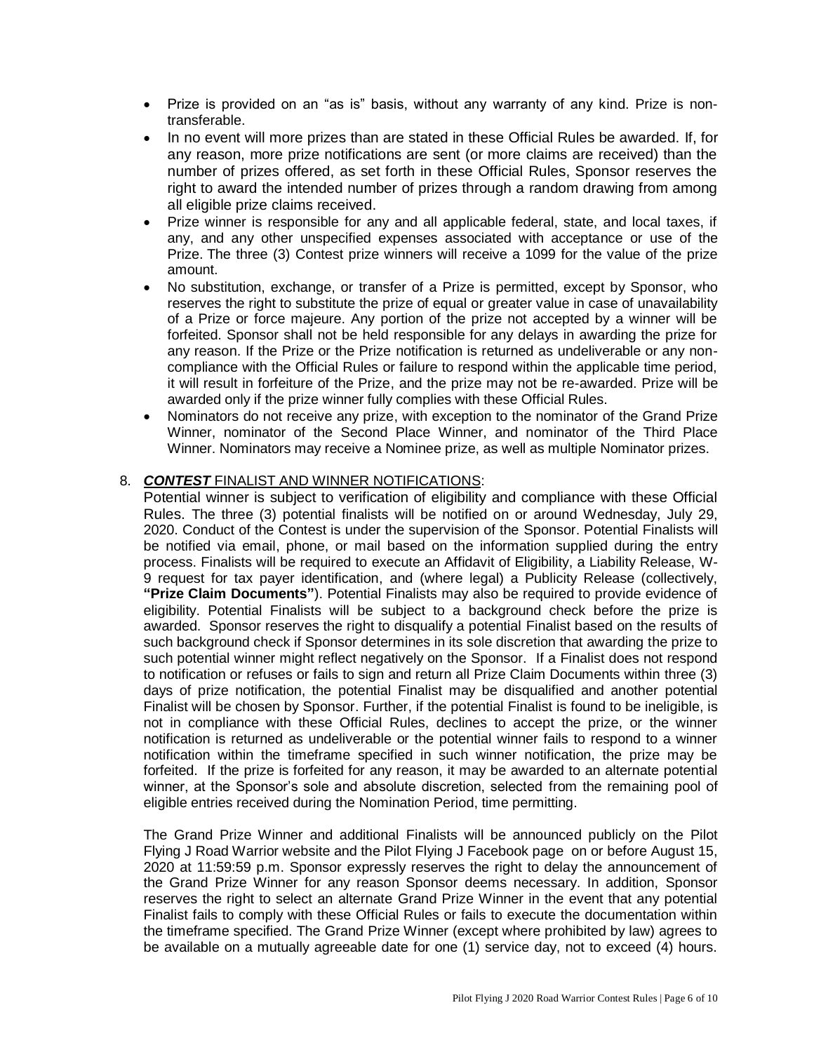- Prize is provided on an "as is" basis, without any warranty of any kind. Prize is non-transferable.
- In no event will more prizes than are stated in these Official Rules be awarded. If, for any reason, more prize notifications are sent (or more claims are received) than the number of prizes offered, as set forth in these Official Rules, Sponsor reserves the right to award the intended number of prizes through a random drawing from among all eligible prize claims received.
- Prize winner is responsible for any and all applicable federal, state, and local taxes, if any, and any other unspecified expenses associated with acceptance or use of the Prize. The three (3) Contest prize winners will receive a 1099 for the value of the prize amount.
- No substitution, exchange, or transfer of a Prize is permitted, except by Sponsor, who reserves the right to substitute the prize of equal or greater value in case of unavailability of a Prize or force majeure. Any portion of the prize not accepted by a winner will be forfeited. Sponsor shall not be held responsible for any delays in awarding the prize for any reason. If the Prize or the Prize notification is returned as undeliverable or any non-compliance with the Official Rules or failure to respond within the applicable time period, it will result in forfeiture of the Prize, and the prize may not be re-awarded. Prize will be awarded only if the prize winner fully complies with these Official Rules.
- Nominators do not receive any prize, with exception to the nominator of the Grand Prize Winner, nominator of the Second Place Winner, and nominator of the Third Place Winner. Nominators may receive a Nominee prize, as well as multiple Nominator prizes.

8. ***CONTEST*** FINALIST AND WINNER NOTIFICATIONS:

Potential winner is subject to verification of eligibility and compliance with these Official Rules. The three (3) potential finalists will be notified on or around Wednesday, July 29, 2020. Conduct of the Contest is under the supervision of the Sponsor. Potential Finalists will be notified via email, phone, or mail based on the information supplied during the entry process. Finalists will be required to execute an Affidavit of Eligibility, a Liability Release, W-9 request for tax payer identification, and (where legal) a Publicity Release (collectively, **"Prize Claim Documents"**). Potential Finalists may also be required to provide evidence of eligibility. Potential Finalists will be subject to a background check before the prize is awarded. Sponsor reserves the right to disqualify a potential Finalist based on the results of such background check if Sponsor determines in its sole discretion that awarding the prize to such potential winner might reflect negatively on the Sponsor. If a Finalist does not respond to notification or refuses or fails to sign and return all Prize Claim Documents within three (3) days of prize notification, the potential Finalist may be disqualified and another potential Finalist will be chosen by Sponsor. Further, if the potential Finalist is found to be ineligible, is not in compliance with these Official Rules, declines to accept the prize, or the winner notification is returned as undeliverable or the potential winner fails to respond to a winner notification within the timeframe specified in such winner notification, the prize may be forfeited. If the prize is forfeited for any reason, it may be awarded to an alternate potential winner, at the Sponsor's sole and absolute discretion, selected from the remaining pool of eligible entries received during the Nomination Period, time permitting.

The Grand Prize Winner and additional Finalists will be announced publicly on the Pilot Flying J Road Warrior website and the Pilot Flying J Facebook page on or before August 15, 2020 at 11:59:59 p.m. Sponsor expressly reserves the right to delay the announcement of the Grand Prize Winner for any reason Sponsor deems necessary. In addition, Sponsor reserves the right to select an alternate Grand Prize Winner in the event that any potential Finalist fails to comply with these Official Rules or fails to execute the documentation within the timeframe specified. The Grand Prize Winner (except where prohibited by law) agrees to be available on a mutually agreeable date for one (1) service day, not to exceed (4) hours.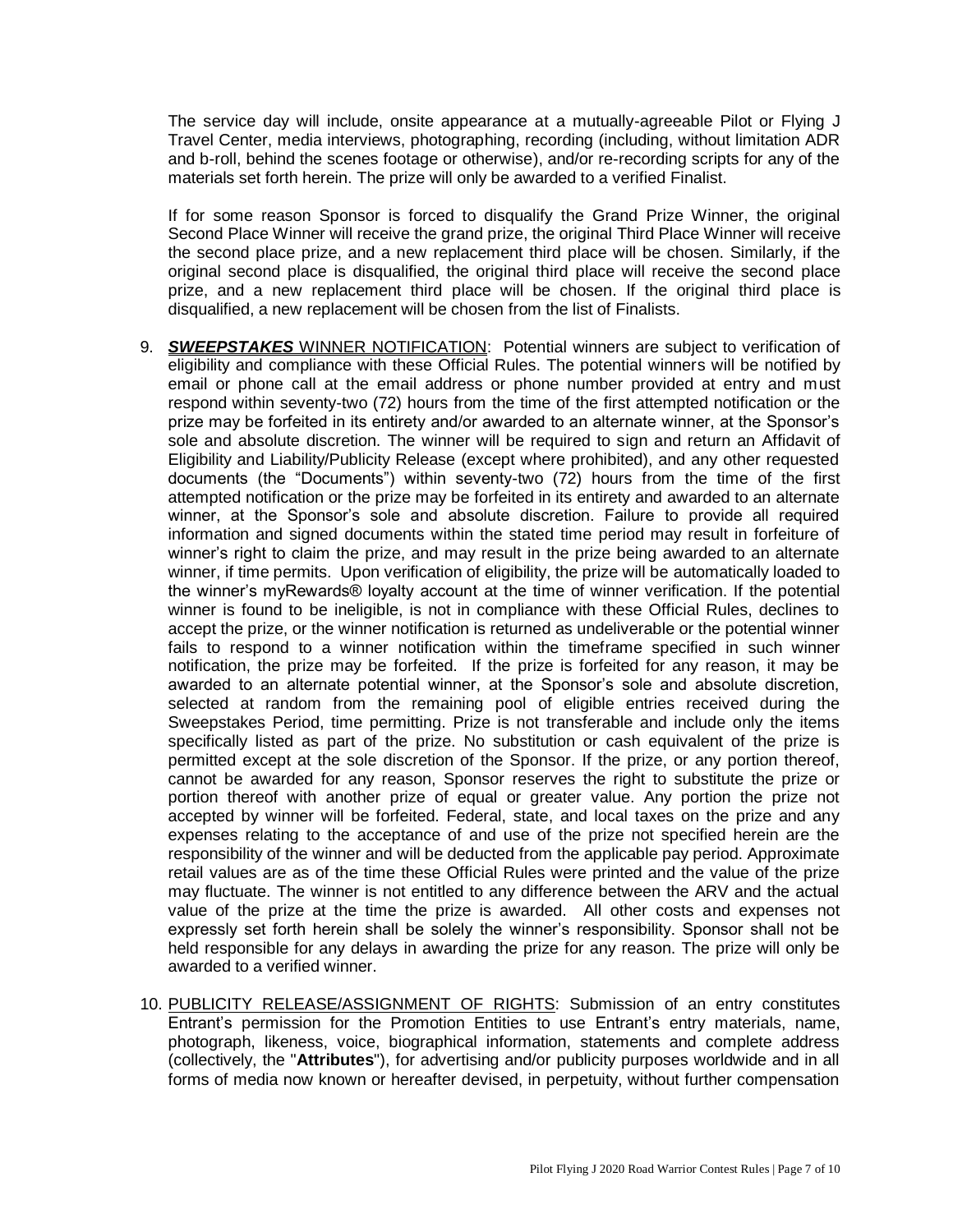The service day will include, onsite appearance at a mutually-agreeable Pilot or Flying J Travel Center, media interviews, photographing, recording (including, without limitation ADR and b-roll, behind the scenes footage or otherwise), and/or re-recording scripts for any of the materials set forth herein. The prize will only be awarded to a verified Finalist.

If for some reason Sponsor is forced to disqualify the Grand Prize Winner, the original Second Place Winner will receive the grand prize, the original Third Place Winner will receive the second place prize, and a new replacement third place will be chosen. Similarly, if the original second place is disqualified, the original third place will receive the second place prize, and a new replacement third place will be chosen. If the original third place is disqualified, a new replacement will be chosen from the list of Finalists.

9. ***SWEEPSTAKES*** WINNER NOTIFICATION: Potential winners are subject to verification of eligibility and compliance with these Official Rules. The potential winners will be notified by email or phone call at the email address or phone number provided at entry and must respond within seventy-two (72) hours from the time of the first attempted notification or the prize may be forfeited in its entirety and/or awarded to an alternate winner, at the Sponsor's sole and absolute discretion. The winner will be required to sign and return an Affidavit of Eligibility and Liability/Publicity Release (except where prohibited), and any other requested documents (the "Documents") within seventy-two (72) hours from the time of the first attempted notification or the prize may be forfeited in its entirety and awarded to an alternate winner, at the Sponsor's sole and absolute discretion. Failure to provide all required information and signed documents within the stated time period may result in forfeiture of winner's right to claim the prize, and may result in the prize being awarded to an alternate winner, if time permits. Upon verification of eligibility, the prize will be automatically loaded to the winner's myRewards® loyalty account at the time of winner verification. If the potential winner is found to be ineligible, is not in compliance with these Official Rules, declines to accept the prize, or the winner notification is returned as undeliverable or the potential winner fails to respond to a winner notification within the timeframe specified in such winner notification, the prize may be forfeited. If the prize is forfeited for any reason, it may be awarded to an alternate potential winner, at the Sponsor's sole and absolute discretion, selected at random from the remaining pool of eligible entries received during the Sweepstakes Period, time permitting. Prize is not transferable and include only the items specifically listed as part of the prize. No substitution or cash equivalent of the prize is permitted except at the sole discretion of the Sponsor. If the prize, or any portion thereof, cannot be awarded for any reason, Sponsor reserves the right to substitute the prize or portion thereof with another prize of equal or greater value. Any portion the prize not accepted by winner will be forfeited. Federal, state, and local taxes on the prize and any expenses relating to the acceptance of and use of the prize not specified herein are the responsibility of the winner and will be deducted from the applicable pay period. Approximate retail values are as of the time these Official Rules were printed and the value of the prize may fluctuate. The winner is not entitled to any difference between the ARV and the actual value of the prize at the time the prize is awarded. All other costs and expenses not expressly set forth herein shall be solely the winner's responsibility. Sponsor shall not be held responsible for any delays in awarding the prize for any reason. The prize will only be awarded to a verified winner.

10. PUBLICITY RELEASE/ASSIGNMENT OF RIGHTS: Submission of an entry constitutes Entrant's permission for the Promotion Entities to use Entrant's entry materials, name, photograph, likeness, voice, biographical information, statements and complete address (collectively, the "**Attributes**"), for advertising and/or publicity purposes worldwide and in all forms of media now known or hereafter devised, in perpetuity, without further compensation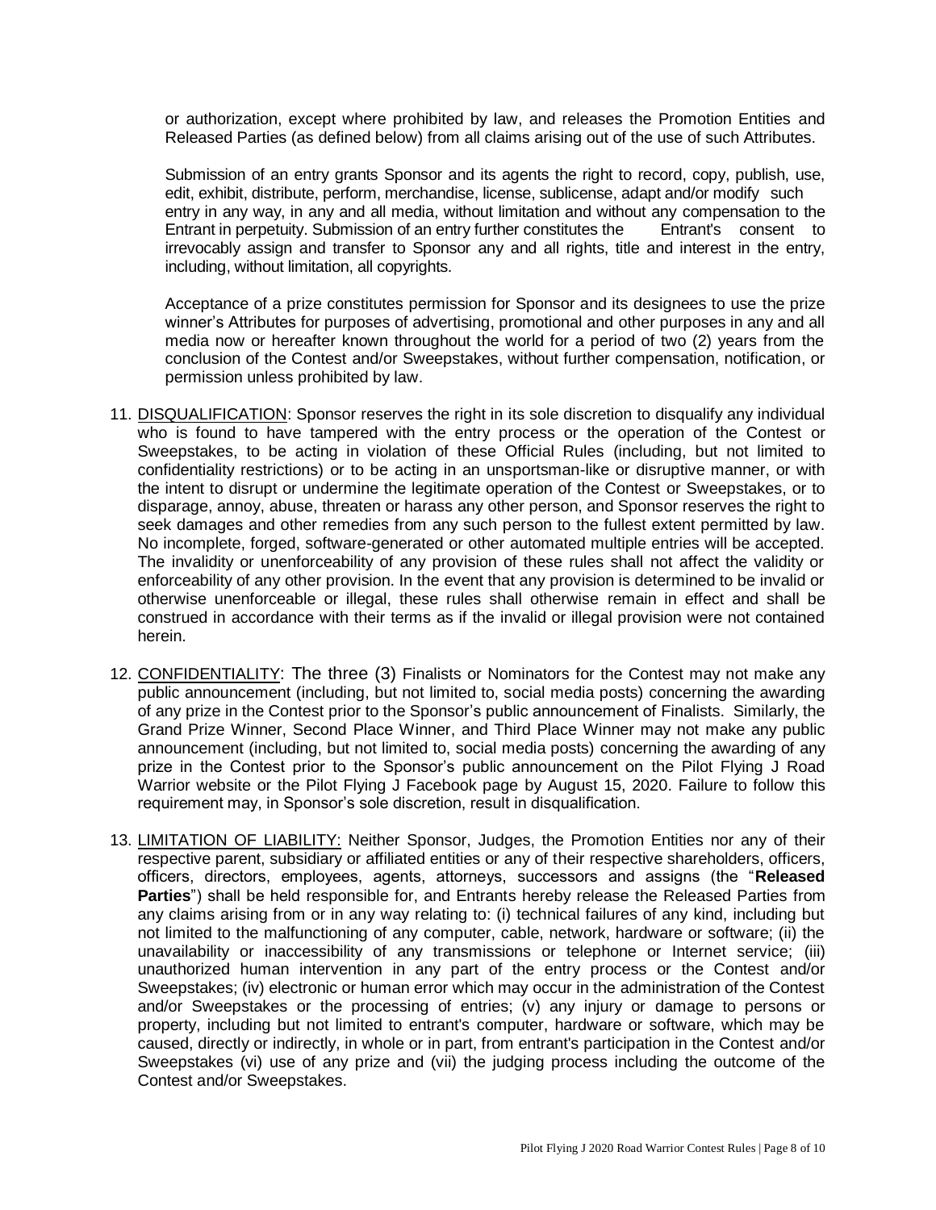or authorization, except where prohibited by law, and releases the Promotion Entities and Released Parties (as defined below) from all claims arising out of the use of such Attributes.

Submission of an entry grants Sponsor and its agents the right to record, copy, publish, use, edit, exhibit, distribute, perform, merchandise, license, sublicense, adapt and/or modify such entry in any way, in any and all media, without limitation and without any compensation to the Entrant in perpetuity. Submission of an entry further constitutes the Entrant's consent to irrevocably assign and transfer to Sponsor any and all rights, title and interest in the entry, including, without limitation, all copyrights.

Acceptance of a prize constitutes permission for Sponsor and its designees to use the prize winner's Attributes for purposes of advertising, promotional and other purposes in any and all media now or hereafter known throughout the world for a period of two (2) years from the conclusion of the Contest and/or Sweepstakes, without further compensation, notification, or permission unless prohibited by law.

11. DISQUALIFICATION: Sponsor reserves the right in its sole discretion to disqualify any individual who is found to have tampered with the entry process or the operation of the Contest or Sweepstakes, to be acting in violation of these Official Rules (including, but not limited to confidentiality restrictions) or to be acting in an unsportsman-like or disruptive manner, or with the intent to disrupt or undermine the legitimate operation of the Contest or Sweepstakes, or to disparage, annoy, abuse, threaten or harass any other person, and Sponsor reserves the right to seek damages and other remedies from any such person to the fullest extent permitted by law. No incomplete, forged, software-generated or other automated multiple entries will be accepted. The invalidity or unenforceability of any provision of these rules shall not affect the validity or enforceability of any other provision. In the event that any provision is determined to be invalid or otherwise unenforceable or illegal, these rules shall otherwise remain in effect and shall be construed in accordance with their terms as if the invalid or illegal provision were not contained herein.

12. CONFIDENTIALITY: The three (3) Finalists or Nominators for the Contest may not make any public announcement (including, but not limited to, social media posts) concerning the awarding of any prize in the Contest prior to the Sponsor's public announcement of Finalists. Similarly, the Grand Prize Winner, Second Place Winner, and Third Place Winner may not make any public announcement (including, but not limited to, social media posts) concerning the awarding of any prize in the Contest prior to the Sponsor's public announcement on the Pilot Flying J Road Warrior website or the Pilot Flying J Facebook page by August 15, 2020. Failure to follow this requirement may, in Sponsor's sole discretion, result in disqualification.

13. LIMITATION OF LIABILITY: Neither Sponsor, Judges, the Promotion Entities nor any of their respective parent, subsidiary or affiliated entities or any of their respective shareholders, officers, officers, directors, employees, agents, attorneys, successors and assigns (the "**Released Parties**") shall be held responsible for, and Entrants hereby release the Released Parties from any claims arising from or in any way relating to: (i) technical failures of any kind, including but not limited to the malfunctioning of any computer, cable, network, hardware or software; (ii) the unavailability or inaccessibility of any transmissions or telephone or Internet service; (iii) unauthorized human intervention in any part of the entry process or the Contest and/or Sweepstakes; (iv) electronic or human error which may occur in the administration of the Contest and/or Sweepstakes or the processing of entries; (v) any injury or damage to persons or property, including but not limited to entrant's computer, hardware or software, which may be caused, directly or indirectly, in whole or in part, from entrant's participation in the Contest and/or Sweepstakes (vi) use of any prize and (vii) the judging process including the outcome of the Contest and/or Sweepstakes.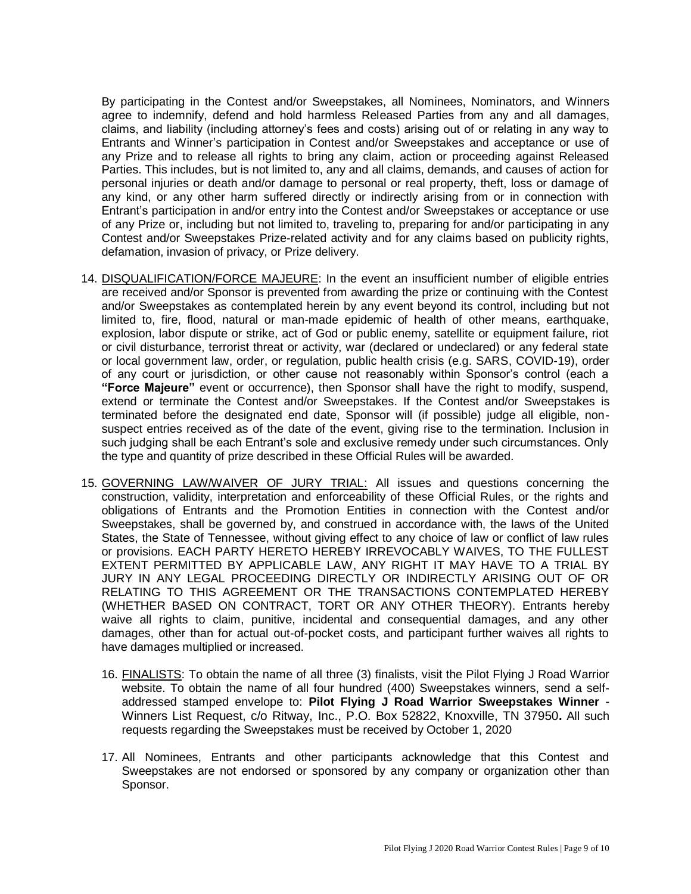By participating in the Contest and/or Sweepstakes, all Nominees, Nominators, and Winners agree to indemnify, defend and hold harmless Released Parties from any and all damages, claims, and liability (including attorney's fees and costs) arising out of or relating in any way to Entrants and Winner's participation in Contest and/or Sweepstakes and acceptance or use of any Prize and to release all rights to bring any claim, action or proceeding against Released Parties. This includes, but is not limited to, any and all claims, demands, and causes of action for personal injuries or death and/or damage to personal or real property, theft, loss or damage of any kind, or any other harm suffered directly or indirectly arising from or in connection with Entrant's participation in and/or entry into the Contest and/or Sweepstakes or acceptance or use of any Prize or, including but not limited to, traveling to, preparing for and/or participating in any Contest and/or Sweepstakes Prize-related activity and for any claims based on publicity rights, defamation, invasion of privacy, or Prize delivery.

14. DISQUALIFICATION/FORCE MAJEURE: In the event an insufficient number of eligible entries are received and/or Sponsor is prevented from awarding the prize or continuing with the Contest and/or Sweepstakes as contemplated herein by any event beyond its control, including but not limited to, fire, flood, natural or man-made epidemic of health of other means, earthquake, explosion, labor dispute or strike, act of God or public enemy, satellite or equipment failure, riot or civil disturbance, terrorist threat or activity, war (declared or undeclared) or any federal state or local government law, order, or regulation, public health crisis (e.g. SARS, COVID-19), order of any court or jurisdiction, or other cause not reasonably within Sponsor's control (each a **"Force Majeure"** event or occurrence), then Sponsor shall have the right to modify, suspend, extend or terminate the Contest and/or Sweepstakes. If the Contest and/or Sweepstakes is terminated before the designated end date, Sponsor will (if possible) judge all eligible, non-suspect entries received as of the date of the event, giving rise to the termination. Inclusion in such judging shall be each Entrant's sole and exclusive remedy under such circumstances. Only the type and quantity of prize described in these Official Rules will be awarded.

15. GOVERNING LAW/WAIVER OF JURY TRIAL: All issues and questions concerning the construction, validity, interpretation and enforceability of these Official Rules, or the rights and obligations of Entrants and the Promotion Entities in connection with the Contest and/or Sweepstakes, shall be governed by, and construed in accordance with, the laws of the United States, the State of Tennessee, without giving effect to any choice of law or conflict of law rules or provisions. EACH PARTY HERETO HEREBY IRREVOCABLY WAIVES, TO THE FULLEST EXTENT PERMITTED BY APPLICABLE LAW, ANY RIGHT IT MAY HAVE TO A TRIAL BY JURY IN ANY LEGAL PROCEEDING DIRECTLY OR INDIRECTLY ARISING OUT OF OR RELATING TO THIS AGREEMENT OR THE TRANSACTIONS CONTEMPLATED HEREBY (WHETHER BASED ON CONTRACT, TORT OR ANY OTHER THEORY). Entrants hereby waive all rights to claim, punitive, incidental and consequential damages, and any other damages, other than for actual out-of-pocket costs, and participant further waives all rights to have damages multiplied or increased.

16. FINALISTS: To obtain the name of all three (3) finalists, visit the Pilot Flying J Road Warrior website. To obtain the name of all four hundred (400) Sweepstakes winners, send a self-addressed stamped envelope to: **Pilot Flying J Road Warrior Sweepstakes Winner** - Winners List Request, c/o Ritway, Inc., P.O. Box 52822, Knoxville, TN 37950**.** All such requests regarding the Sweepstakes must be received by October 1, 2020

17. All Nominees, Entrants and other participants acknowledge that this Contest and Sweepstakes are not endorsed or sponsored by any company or organization other than Sponsor.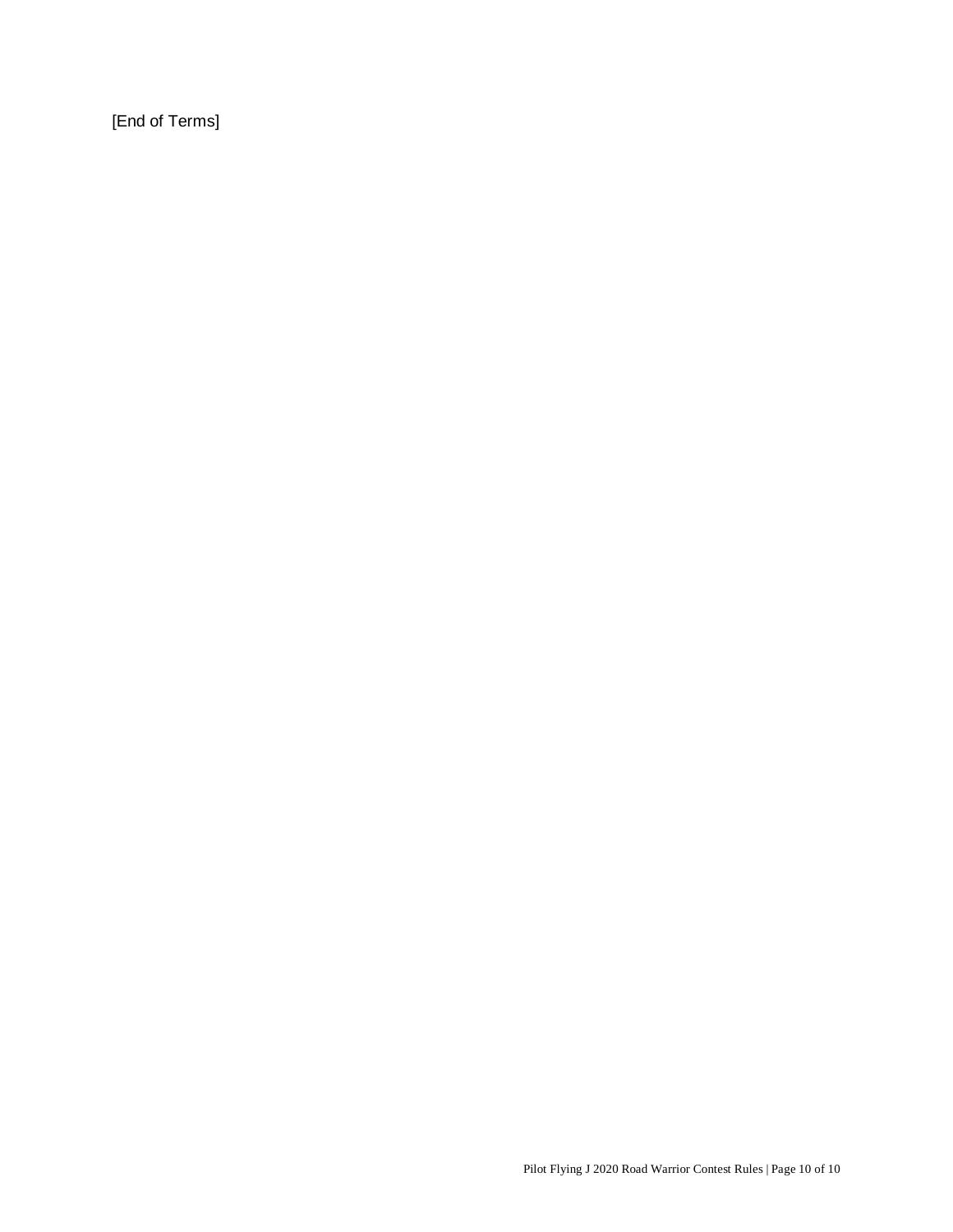[End of Terms]